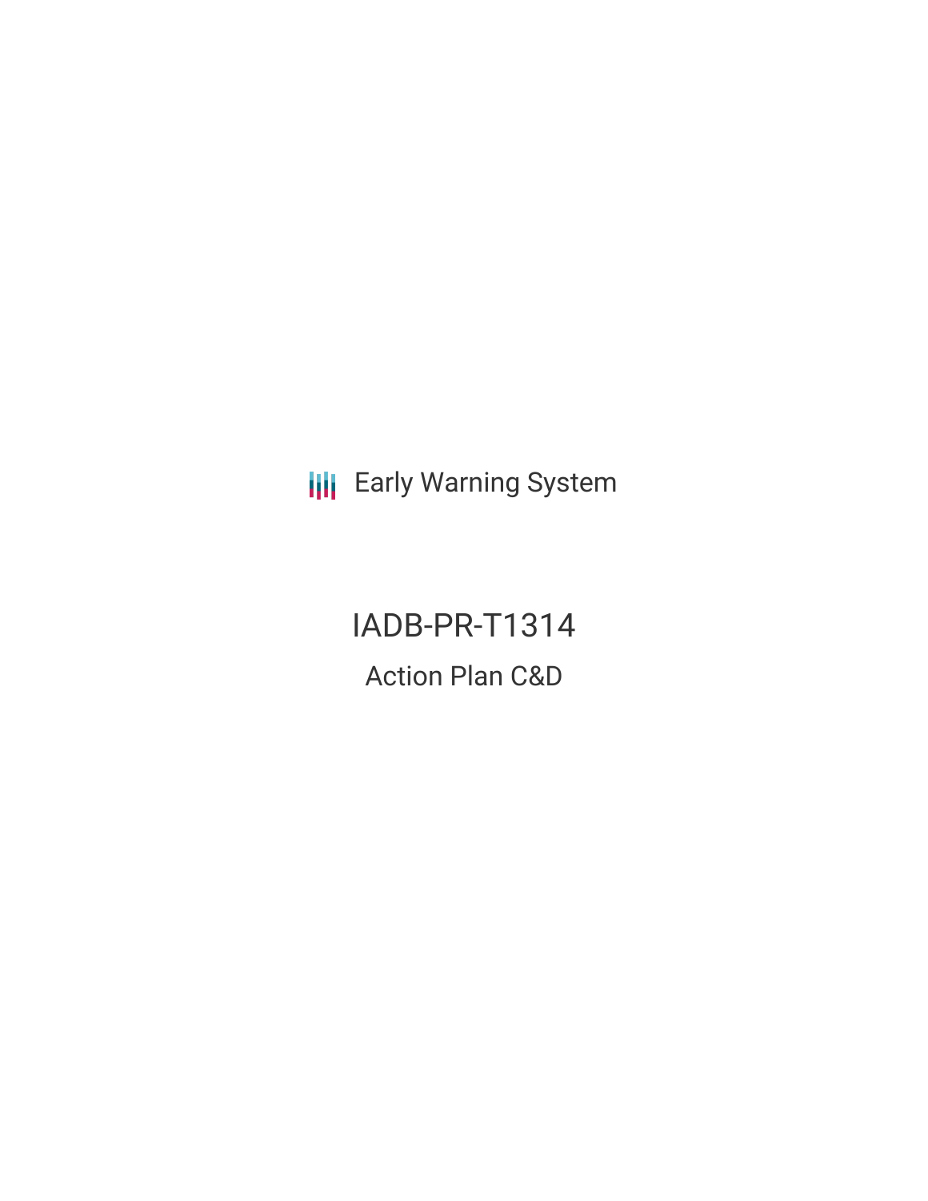Early Warning System

# IADB-PR-T1314

## Action Plan C&D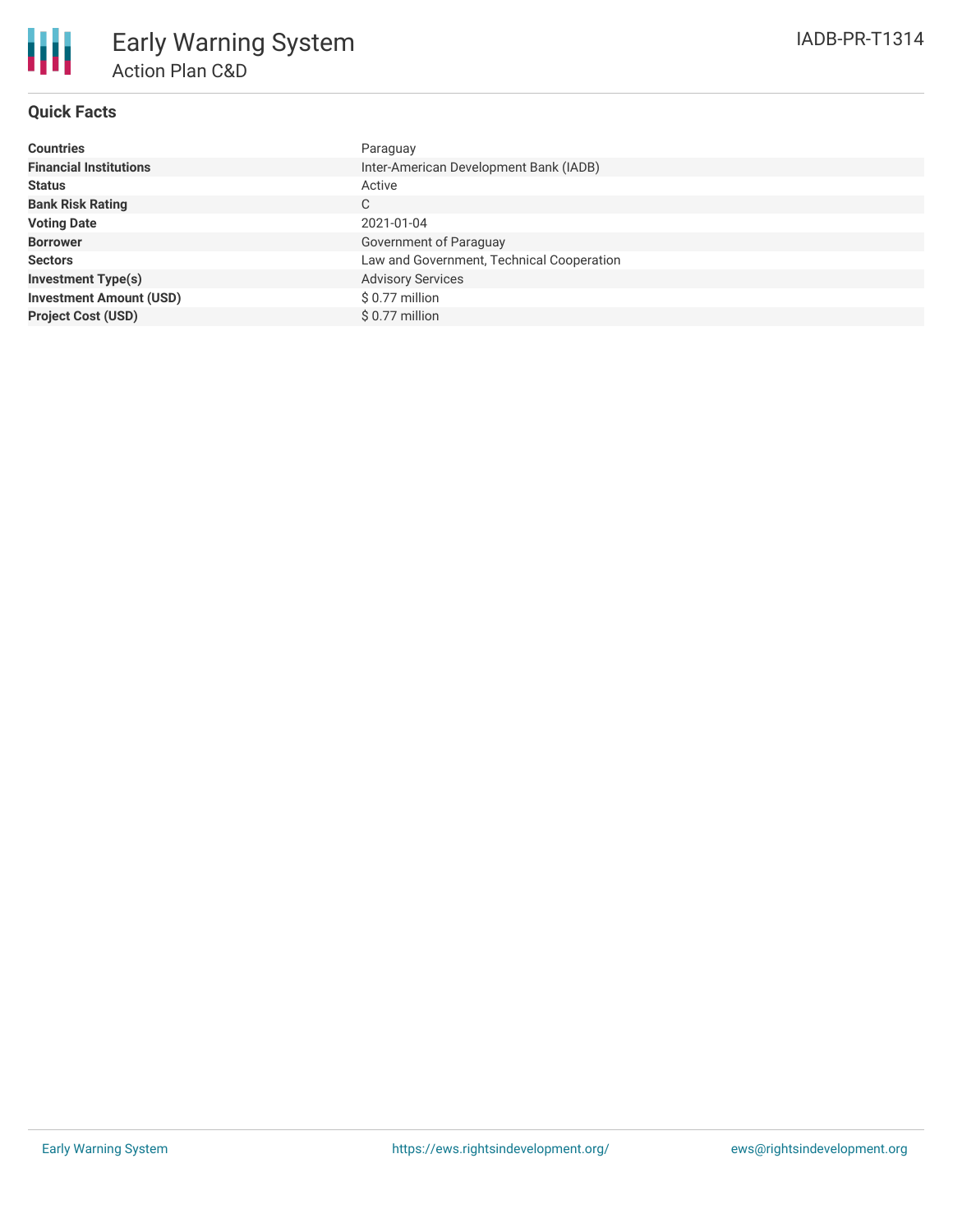# Early Warning System

## Action Plan C&D

IADB-PR-T1314

### Quick Facts

| | |
|---|---|
| **Countries** | Paraguay |
| **Financial Institutions** | Inter-American Development Bank (IADB) |
| **Status** | Active |
| **Bank Risk Rating** | C |
| **Voting Date** | 2021-01-04 |
| **Borrower** | Government of Paraguay |
| **Sectors** | Law and Government, Technical Cooperation |
| **Investment Type(s)** | Advisory Services |
| **Investment Amount (USD)** | $ 0.77 million |
| **Project Cost (USD)** | $ 0.77 million |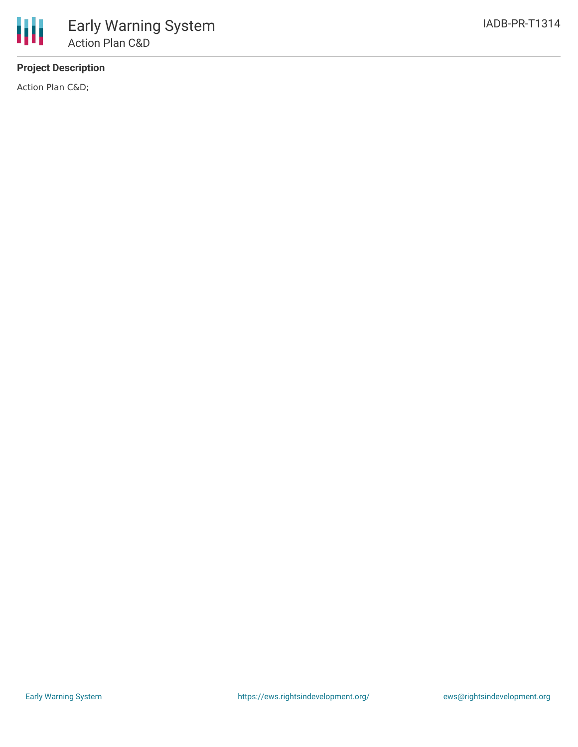**Project Description**

Action Plan C&D;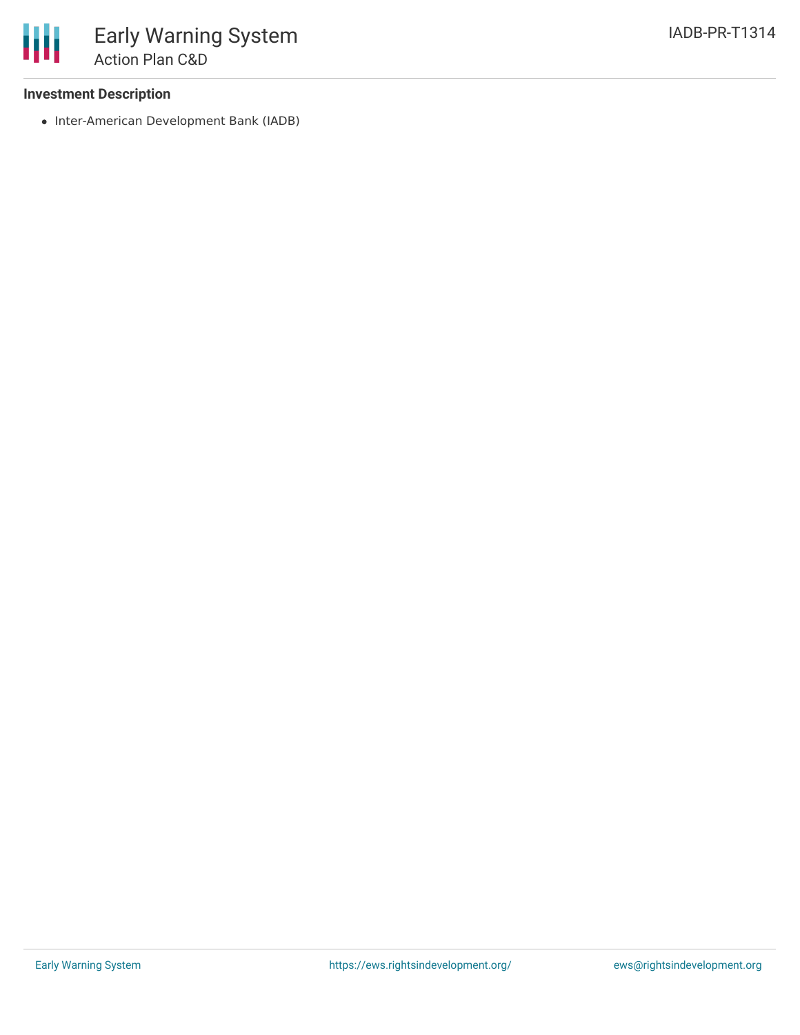### Investment Description

- Inter-American Development Bank (IADB)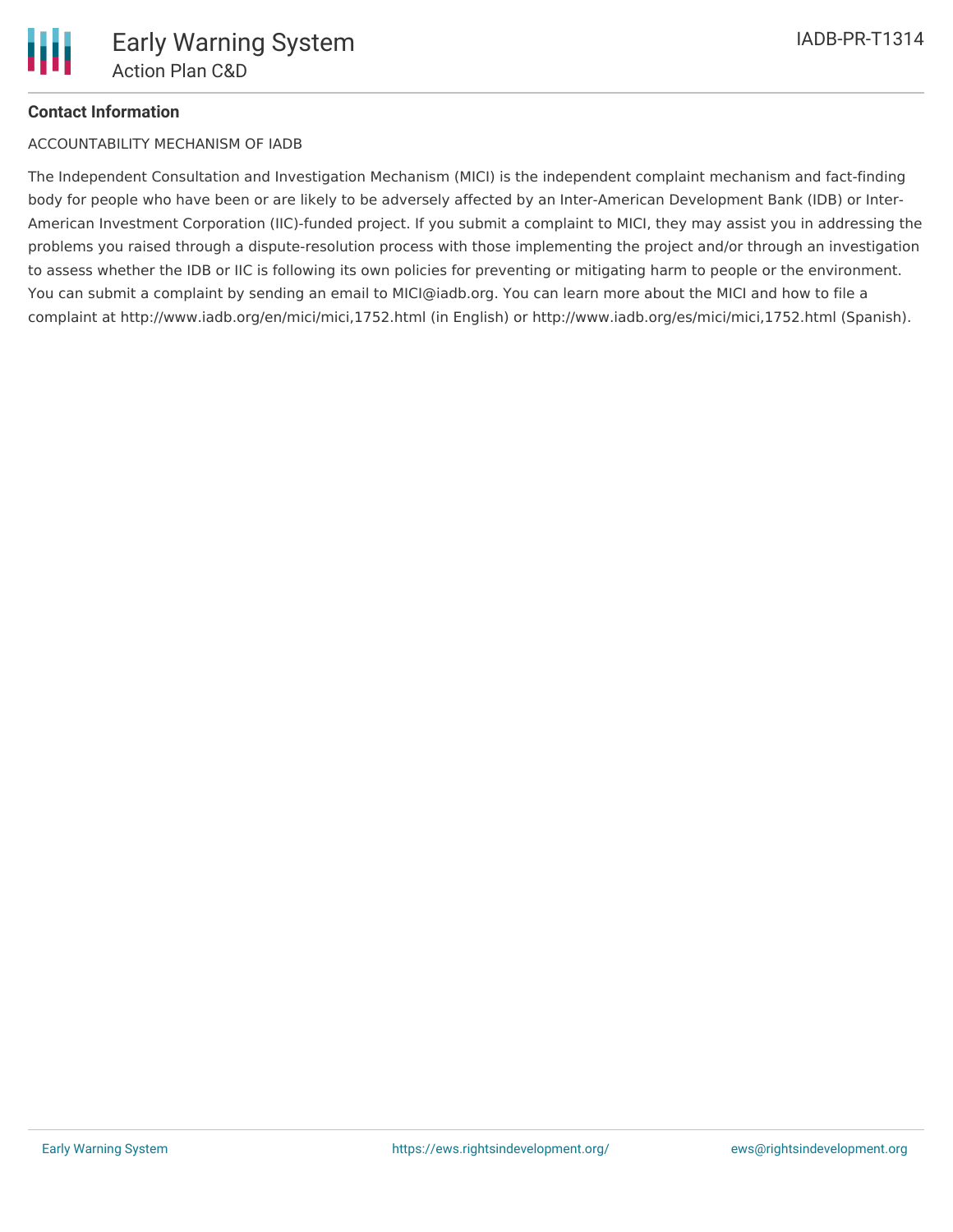**Contact Information**

ACCOUNTABILITY MECHANISM OF IADB

The Independent Consultation and Investigation Mechanism (MICI) is the independent complaint mechanism and fact-finding body for people who have been or are likely to be adversely affected by an Inter-American Development Bank (IDB) or Inter-American Investment Corporation (IIC)-funded project. If you submit a complaint to MICI, they may assist you in addressing the problems you raised through a dispute-resolution process with those implementing the project and/or through an investigation to assess whether the IDB or IIC is following its own policies for preventing or mitigating harm to people or the environment. You can submit a complaint by sending an email to MICI@iadb.org. You can learn more about the MICI and how to file a complaint at http://www.iadb.org/en/mici/mici,1752.html (in English) or http://www.iadb.org/es/mici/mici,1752.html (Spanish).